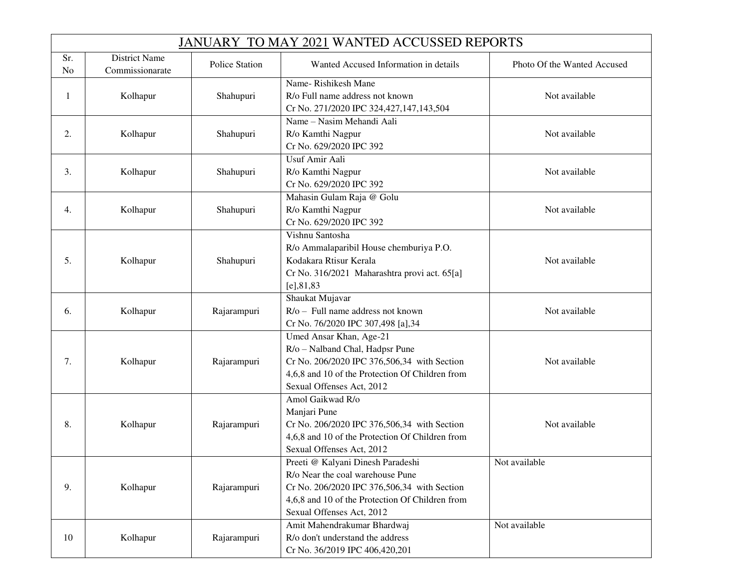| JANUARY TO MAY 2021 WANTED ACCUSSED REPORTS | | | | |
|---|---|---|---|---|
| Sr. No | District Name Commissionarate | Police Station | Wanted Accused Information in details | Photo Of the Wanted Accused |
| 1 | Kolhapur | Shahupuri | Name- Rishikesh Mane<br>R/o Full name address not known<br>Cr No. 271/2020 IPC 324,427,147,143,504 | Not available |
| 2. | Kolhapur | Shahupuri | Name – Nasim Mehandi Aali<br>R/o Kamthi Nagpur<br>Cr No. 629/2020 IPC 392 | Not available |
| 3. | Kolhapur | Shahupuri | Usuf Amir Aali<br>R/o Kamthi Nagpur<br>Cr No. 629/2020 IPC 392 | Not available |
| 4. | Kolhapur | Shahupuri | Mahasin Gulam Raja @ Golu<br>R/o Kamthi Nagpur<br>Cr No. 629/2020 IPC 392 | Not available |
| 5. | Kolhapur | Shahupuri | Vishnu Santosha<br>R/o Ammalaparibil House chemburiya P.O. Kodakara Rtisur Kerala<br>Cr No. 316/2021 Maharashtra provi act. 65[a][e],81,83 | Not available |
| 6. | Kolhapur | Rajarampuri | Shaukat Mujavar<br>R/o – Full name address not known<br>Cr No. 76/2020 IPC 307,498 [a],34 | Not available |
| 7. | Kolhapur | Rajarampuri | Umed Ansar Khan, Age-21<br>R/o – Nalband Chal, Hadpsr Pune<br>Cr No. 206/2020 IPC 376,506,34 with Section 4,6,8 and 10 of the Protection Of Children from Sexual Offenses Act, 2012 | Not available |
| 8. | Kolhapur | Rajarampuri | Amol Gaikwad R/o<br>Manjari Pune<br>Cr No. 206/2020 IPC 376,506,34 with Section 4,6,8 and 10 of the Protection Of Children from Sexual Offenses Act, 2012 | Not available |
| 9. | Kolhapur | Rajarampuri | Preeti @ Kalyani Dinesh Paradeshi<br>R/o Near the coal warehouse Pune<br>Cr No. 206/2020 IPC 376,506,34 with Section 4,6,8 and 10 of the Protection Of Children from Sexual Offenses Act, 2012 | Not available |
| 10 | Kolhapur | Rajarampuri | Amit Mahendrakumar Bhardwaj<br>R/o don't understand the address<br>Cr No. 36/2019 IPC 406,420,201 | Not available |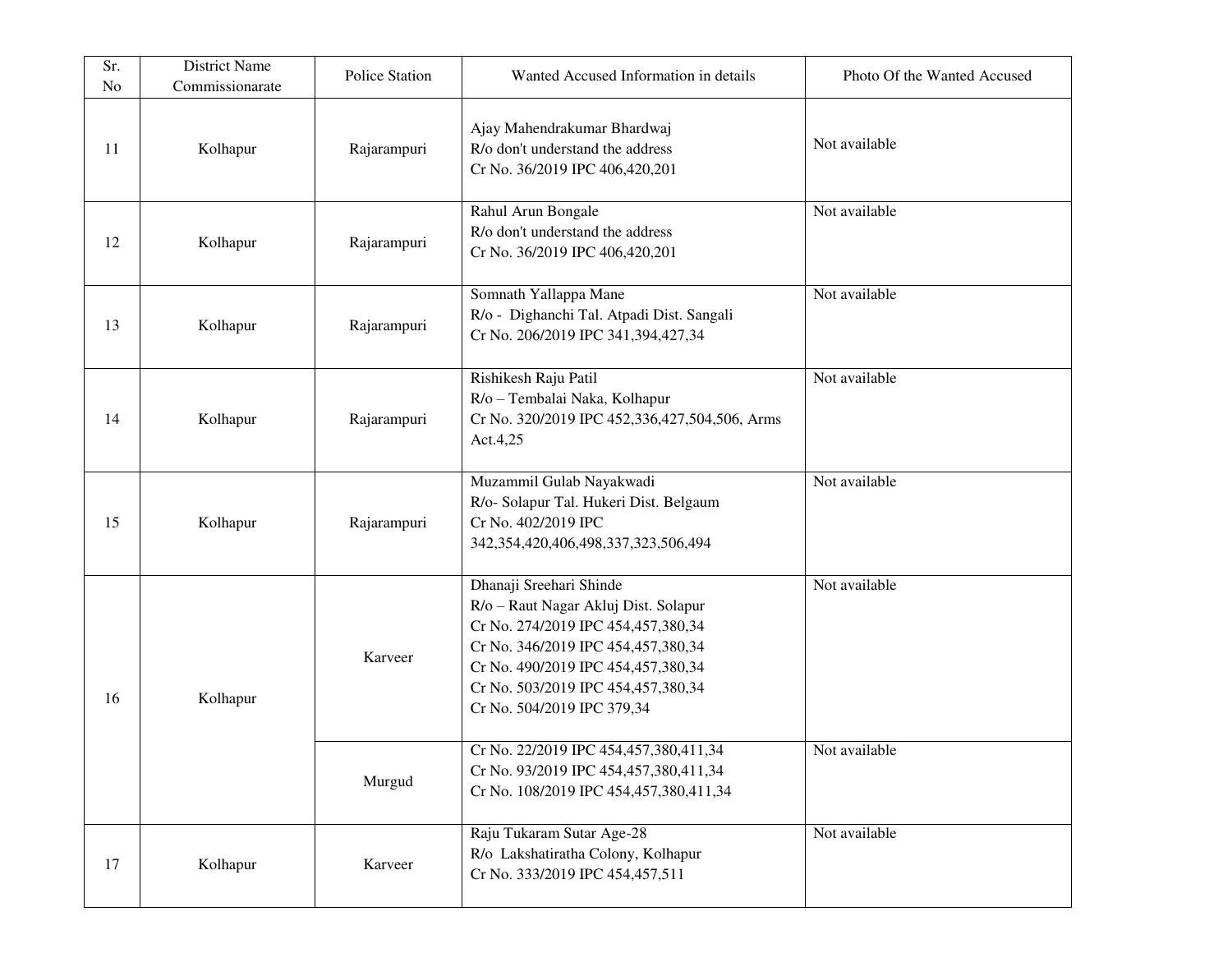| Sr. No | District Name Commissionarate | Police Station | Wanted Accused Information in details | Photo Of the Wanted Accused |
|---|---|---|---|---|
| 11 | Kolhapur | Rajarampuri | Ajay Mahendrakumar Bhardwaj<br>R/o don't understand the address<br>Cr No. 36/2019 IPC 406,420,201 | Not available |
| 12 | Kolhapur | Rajarampuri | Rahul Arun Bongale<br>R/o don't understand the address<br>Cr No. 36/2019 IPC 406,420,201 | Not available |
| 13 | Kolhapur | Rajarampuri | Somnath Yallappa Mane<br>R/o - Dighanchi Tal. Atpadi Dist. Sangali<br>Cr No. 206/2019 IPC 341,394,427,34 | Not available |
| 14 | Kolhapur | Rajarampuri | Rishikesh Raju Patil<br>R/o – Tembalai Naka, Kolhapur<br>Cr No. 320/2019 IPC 452,336,427,504,506, Arms Act.4,25 | Not available |
| 15 | Kolhapur | Rajarampuri | Muzammil Gulab Nayakwadi<br>R/o- Solapur Tal. Hukeri Dist. Belgaum<br>Cr No. 402/2019 IPC 342,354,420,406,498,337,323,506,494 | Not available |
| 16 | Kolhapur | Karveer | Dhanaji Sreehari Shinde<br>R/o – Raut Nagar Akluj Dist. Solapur<br>Cr No. 274/2019 IPC 454,457,380,34<br>Cr No. 346/2019 IPC 454,457,380,34<br>Cr No. 490/2019 IPC 454,457,380,34<br>Cr No. 503/2019 IPC 454,457,380,34<br>Cr No. 504/2019 IPC 379,34 | Not available |
| | | Murgud | Cr No. 22/2019 IPC 454,457,380,411,34<br>Cr No. 93/2019 IPC 454,457,380,411,34<br>Cr No. 108/2019 IPC 454,457,380,411,34 | Not available |
| 17 | Kolhapur | Karveer | Raju Tukaram Sutar Age-28<br>R/o Lakshatiratha Colony, Kolhapur<br>Cr No. 333/2019 IPC 454,457,511 | Not available |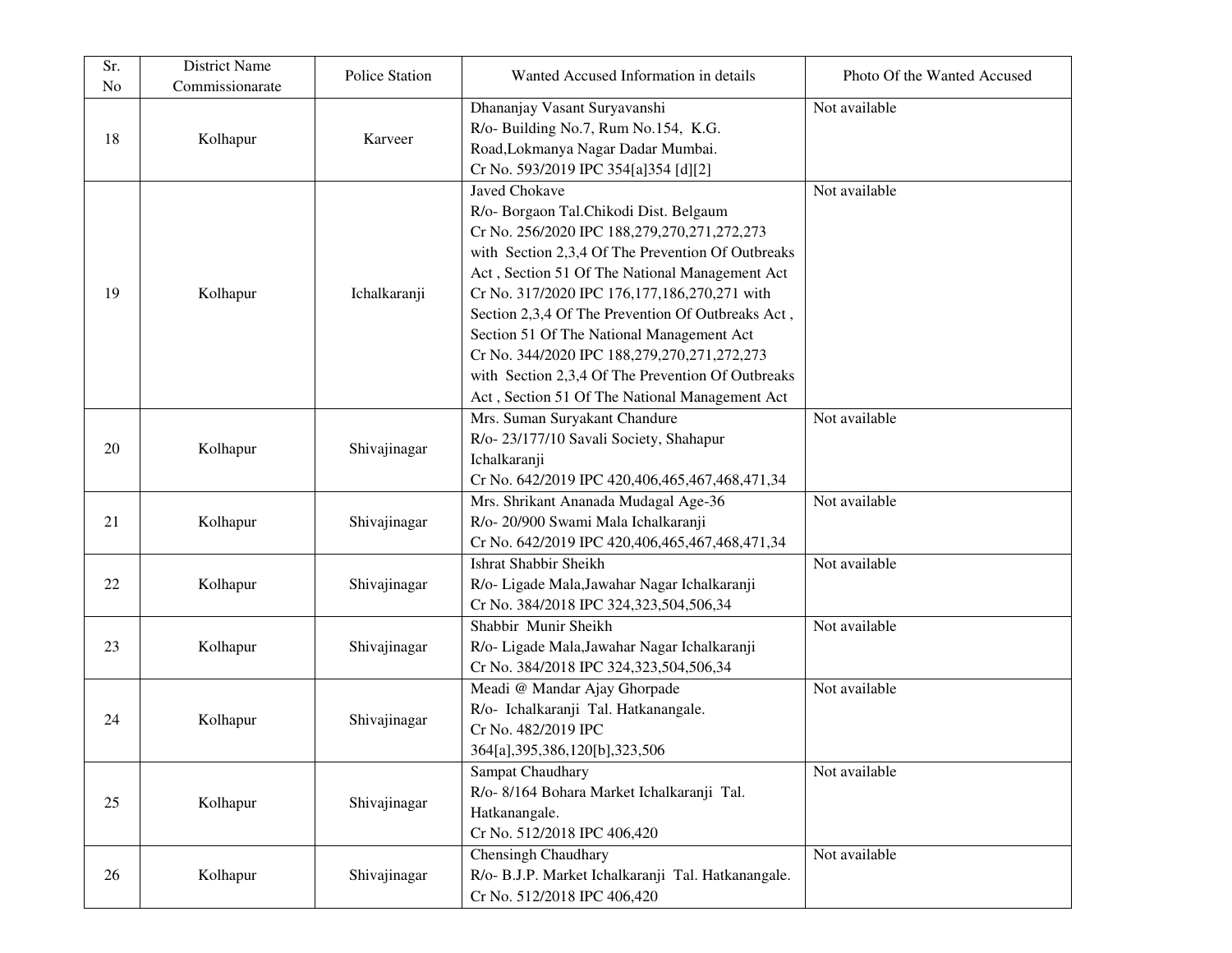| Sr. No | District Name Commissionarate | Police Station | Wanted Accused Information in details | Photo Of the Wanted Accused |
|---|---|---|---|---|
| 18 | Kolhapur | Karveer | Dhananjay Vasant Suryavanshi<br>R/o- Building No.7, Rum No.154, K.G. Road,Lokmanya Nagar Dadar Mumbai.<br>Cr No. 593/2019 IPC 354[a]354 [d][2] | Not available |
| 19 | Kolhapur | Ichalkaranji | Javed Chokave<br>R/o- Borgaon Tal.Chikodi Dist. Belgaum<br>Cr No. 256/2020 IPC 188,279,270,271,272,273 with Section 2,3,4 Of The Prevention Of Outbreaks Act , Section 51 Of The National Management Act<br>Cr No. 317/2020 IPC 176,177,186,270,271 with Section 2,3,4 Of The Prevention Of Outbreaks Act , Section 51 Of The National Management Act<br>Cr No. 344/2020 IPC 188,279,270,271,272,273 with Section 2,3,4 Of The Prevention Of Outbreaks Act , Section 51 Of The National Management Act | Not available |
| 20 | Kolhapur | Shivajinagar | Mrs. Suman Suryakant Chandure<br>R/o- 23/177/10 Savali Society, Shahapur Ichalkaranji<br>Cr No. 642/2019 IPC 420,406,465,467,468,471,34 | Not available |
| 21 | Kolhapur | Shivajinagar | Mrs. Shrikant Ananada Mudagal Age-36<br>R/o- 20/900 Swami Mala Ichalkaranji<br>Cr No. 642/2019 IPC 420,406,465,467,468,471,34 | Not available |
| 22 | Kolhapur | Shivajinagar | Ishrat Shabbir Sheikh<br>R/o- Ligade Mala,Jawahar Nagar Ichalkaranji<br>Cr No. 384/2018 IPC 324,323,504,506,34 | Not available |
| 23 | Kolhapur | Shivajinagar | Shabbir Munir Sheikh<br>R/o- Ligade Mala,Jawahar Nagar Ichalkaranji<br>Cr No. 384/2018 IPC 324,323,504,506,34 | Not available |
| 24 | Kolhapur | Shivajinagar | Meadi @ Mandar Ajay Ghorpade<br>R/o- Ichalkaranji Tal. Hatkanangale.<br>Cr No. 482/2019 IPC 364[a],395,386,120[b],323,506 | Not available |
| 25 | Kolhapur | Shivajinagar | Sampat Chaudhary<br>R/o- 8/164 Bohara Market Ichalkaranji Tal. Hatkanangale.<br>Cr No. 512/2018 IPC 406,420 | Not available |
| 26 | Kolhapur | Shivajinagar | Chensingh Chaudhary<br>R/o- B.J.P. Market Ichalkaranji Tal. Hatkanangale.<br>Cr No. 512/2018 IPC 406,420 | Not available |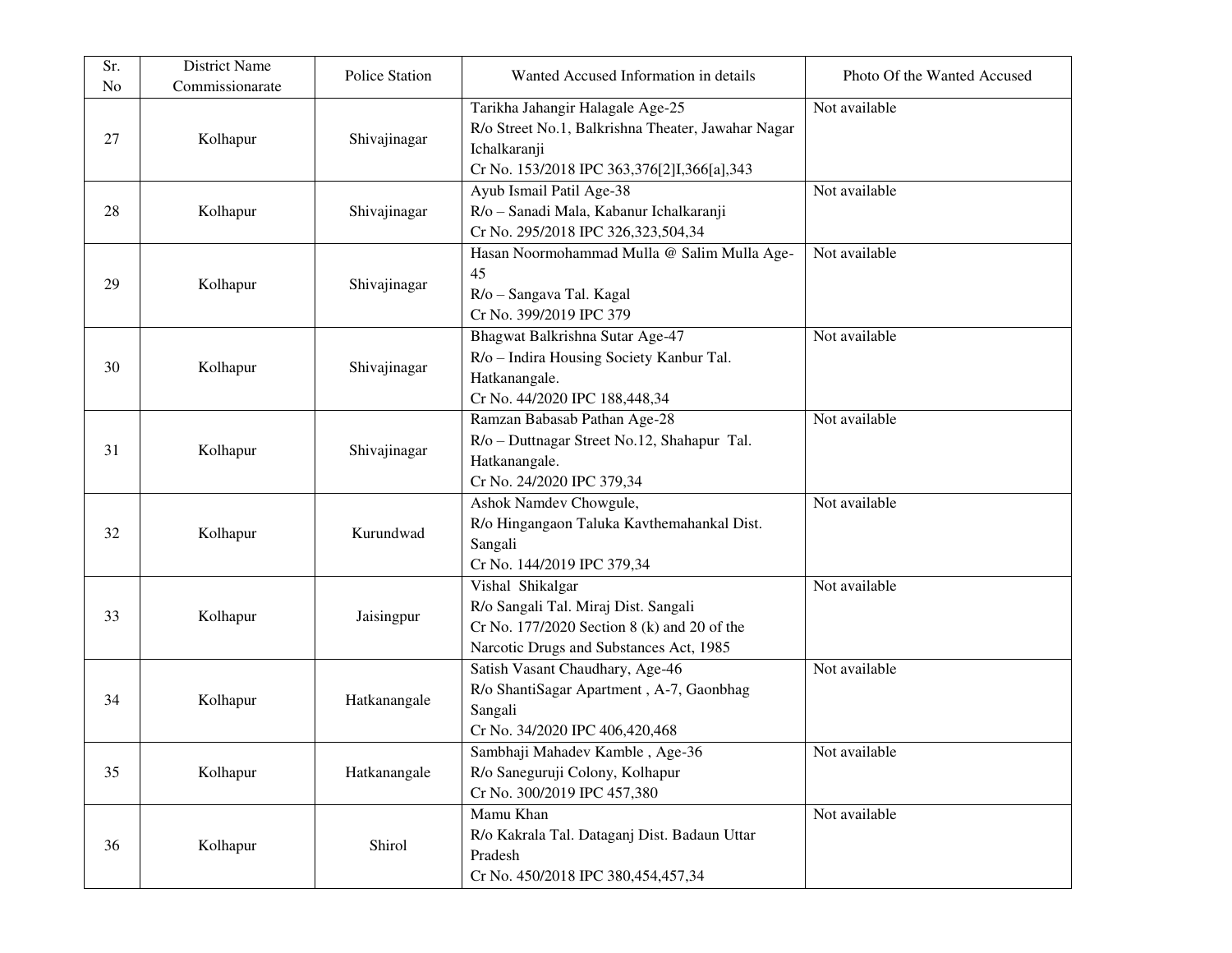| Sr. No | District Name Commissionarate | Police Station | Wanted Accused Information in details | Photo Of the Wanted Accused |
|---|---|---|---|---|
| 27 | Kolhapur | Shivajinagar | Tarikha Jahangir Halagale Age-25<br>R/o Street No.1, Balkrishna Theater, Jawahar Nagar Ichalkaranji<br>Cr No. 153/2018 IPC 363,376[2]I,366[a],343 | Not available |
| 28 | Kolhapur | Shivajinagar | Ayub Ismail Patil Age-38<br>R/o – Sanadi Mala, Kabanur Ichalkaranji<br>Cr No. 295/2018 IPC 326,323,504,34 | Not available |
| 29 | Kolhapur | Shivajinagar | Hasan Noormohammad Mulla @ Salim Mulla Age-45<br>R/o – Sangava Tal. Kagal<br>Cr No. 399/2019 IPC 379 | Not available |
| 30 | Kolhapur | Shivajinagar | Bhagwat Balkrishna Sutar Age-47<br>R/o – Indira Housing Society Kanbur Tal. Hatkanangale.<br>Cr No. 44/2020 IPC 188,448,34 | Not available |
| 31 | Kolhapur | Shivajinagar | Ramzan Babasab Pathan Age-28<br>R/o – Duttnagar Street No.12, Shahapur Tal. Hatkanangale.<br>Cr No. 24/2020 IPC 379,34 | Not available |
| 32 | Kolhapur | Kurundwad | Ashok Namdev Chowgule,<br>R/o Hingangaon Taluka Kavthemahankal Dist. Sangali<br>Cr No. 144/2019 IPC 379,34 | Not available |
| 33 | Kolhapur | Jaisingpur | Vishal Shikalgar<br>R/o Sangali Tal. Miraj Dist. Sangali<br>Cr No. 177/2020 Section 8 (k) and 20 of the Narcotic Drugs and Substances Act, 1985 | Not available |
| 34 | Kolhapur | Hatkanangale | Satish Vasant Chaudhary, Age-46<br>R/o ShantiSagar Apartment , A-7, Gaonbhag Sangali<br>Cr No. 34/2020 IPC 406,420,468 | Not available |
| 35 | Kolhapur | Hatkanangale | Sambhaji Mahadev Kamble , Age-36<br>R/o Saneguruji Colony, Kolhapur<br>Cr No. 300/2019 IPC 457,380 | Not available |
| 36 | Kolhapur | Shirol | Mamu Khan<br>R/o Kakrala Tal. Dataganj Dist. Badaun Uttar Pradesh<br>Cr No. 450/2018 IPC 380,454,457,34 | Not available |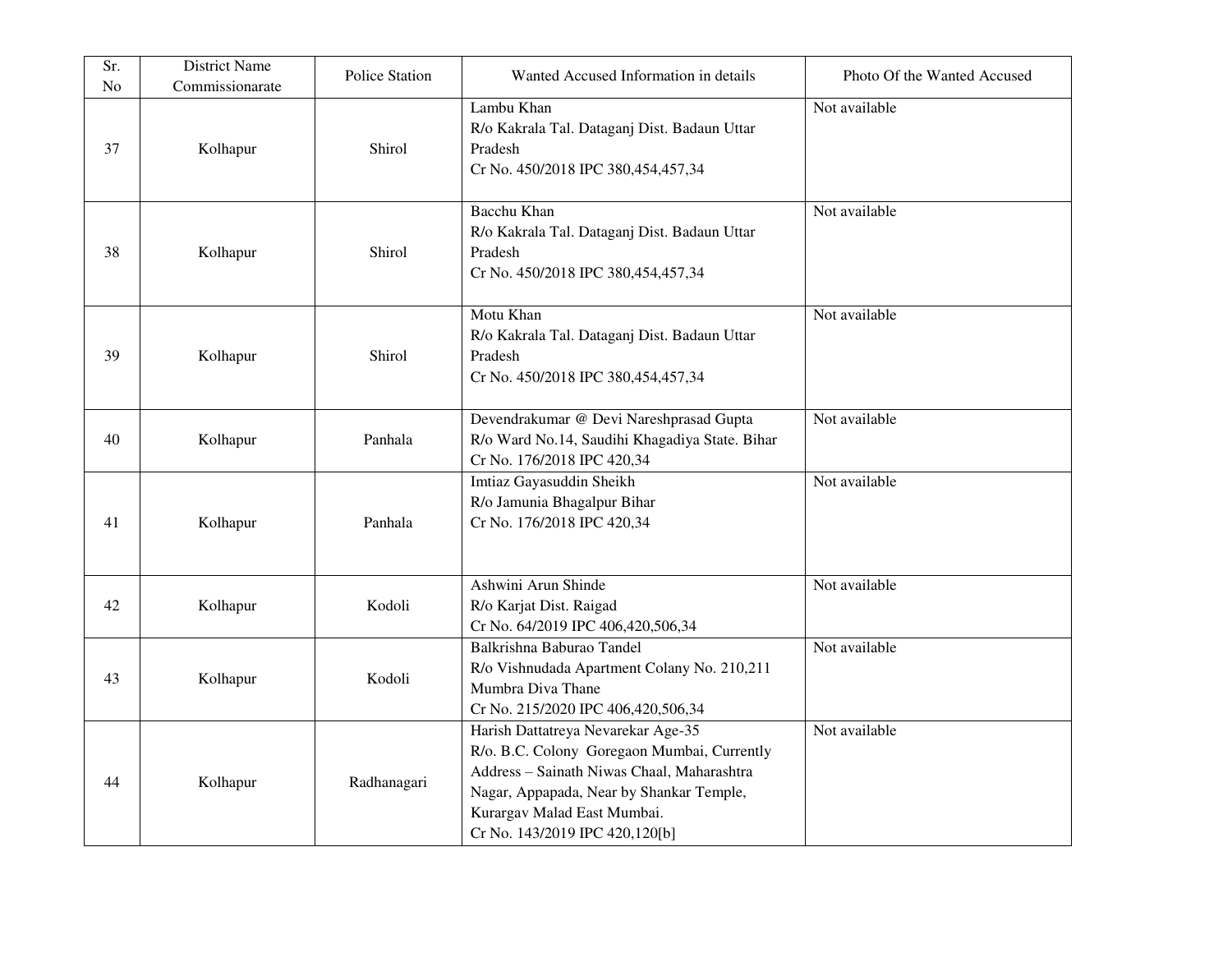| Sr. No | District Name Commissionarate | Police Station | Wanted Accused Information in details | Photo Of the Wanted Accused |
|---|---|---|---|---|
| 37 | Kolhapur | Shirol | Lambu Khan<br>R/o Kakrala Tal. Dataganj Dist. Badaun Uttar Pradesh<br>Cr No. 450/2018 IPC 380,454,457,34 | Not available |
| 38 | Kolhapur | Shirol | Bacchu Khan<br>R/o Kakrala Tal. Dataganj Dist. Badaun Uttar Pradesh<br>Cr No. 450/2018 IPC 380,454,457,34 | Not available |
| 39 | Kolhapur | Shirol | Motu Khan<br>R/o Kakrala Tal. Dataganj Dist. Badaun Uttar Pradesh<br>Cr No. 450/2018 IPC 380,454,457,34 | Not available |
| 40 | Kolhapur | Panhala | Devendrakumar @ Devi Nareshprasad Gupta<br>R/o Ward No.14, Saudihi Khagadiya State. Bihar<br>Cr No. 176/2018 IPC 420,34 | Not available |
| 41 | Kolhapur | Panhala | Imtiaz Gayasuddin Sheikh<br>R/o Jamunia Bhagalpur Bihar<br>Cr No. 176/2018 IPC 420,34 | Not available |
| 42 | Kolhapur | Kodoli | Ashwini Arun Shinde<br>R/o Karjat Dist. Raigad<br>Cr No. 64/2019 IPC 406,420,506,34 | Not available |
| 43 | Kolhapur | Kodoli | Balkrishna Baburao Tandel<br>R/o Vishnudada Apartment Colany No. 210,211 Mumbra Diva Thane<br>Cr No. 215/2020 IPC 406,420,506,34 | Not available |
| 44 | Kolhapur | Radhanagari | Harish Dattatreya Nevarekar Age-35<br>R/o. B.C. Colony Goregaon Mumbai, Currently Address – Sainath Niwas Chaal, Maharashtra Nagar, Appapada, Near by Shankar Temple, Kurargav Malad East Mumbai.<br>Cr No. 143/2019 IPC 420,120[b] | Not available |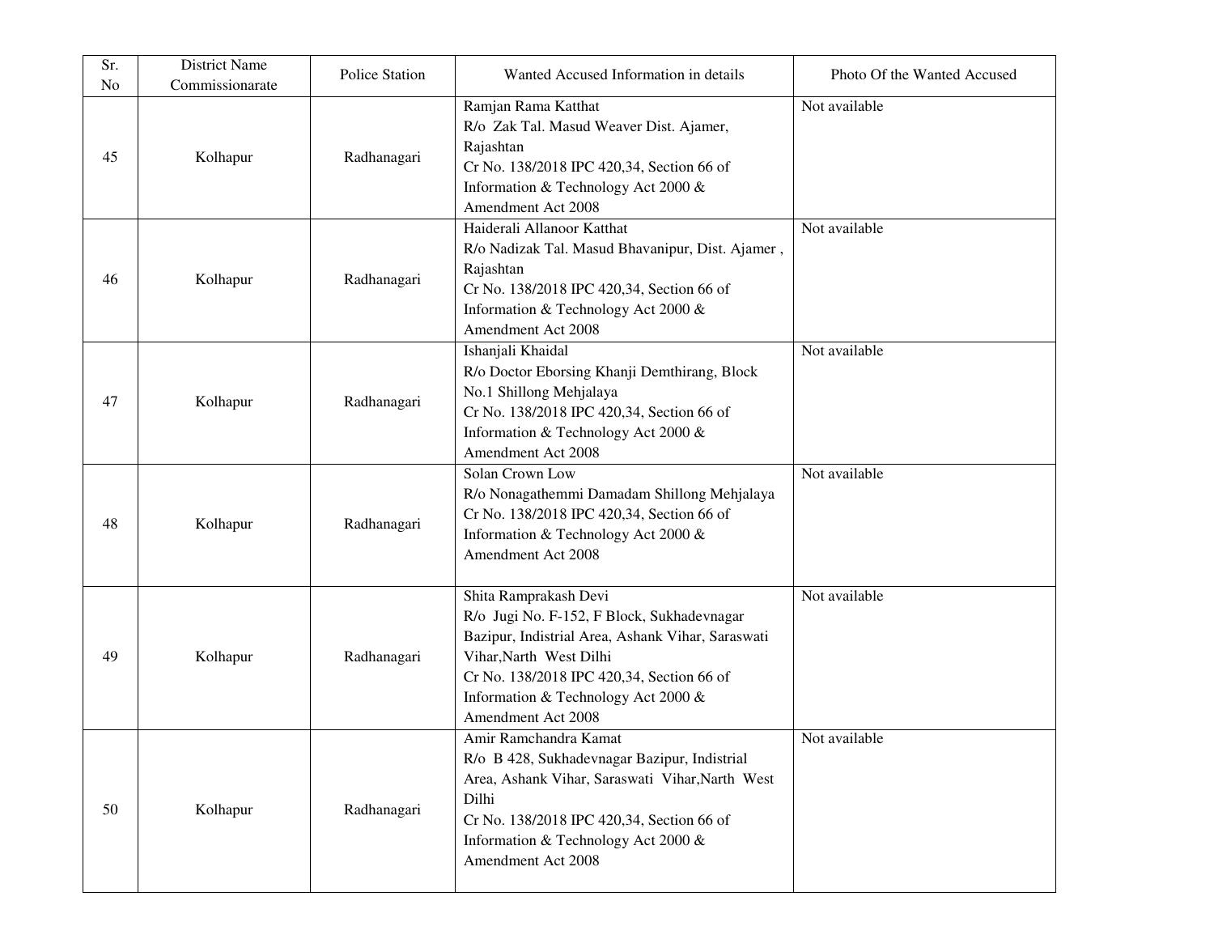| Sr. No | District Name Commissionarate | Police Station | Wanted Accused Information in details | Photo Of the Wanted Accused |
|---|---|---|---|---|
| 45 | Kolhapur | Radhanagari | Ramjan Rama Katthat<br>R/o Zak Tal. Masud Weaver Dist. Ajamer, Rajashtan<br>Cr No. 138/2018 IPC 420,34, Section 66 of Information & Technology Act 2000 & Amendment Act 2008 | Not available |
| 46 | Kolhapur | Radhanagari | Haiderali Allanoor Katthat<br>R/o Nadizak Tal. Masud Bhavanipur, Dist. Ajamer , Rajashtan<br>Cr No. 138/2018 IPC 420,34, Section 66 of Information & Technology Act 2000 & Amendment Act 2008 | Not available |
| 47 | Kolhapur | Radhanagari | Ishanjali Khaidal<br>R/o Doctor Eborsing Khanji Demthirang, Block No.1 Shillong Mehjalaya<br>Cr No. 138/2018 IPC 420,34, Section 66 of Information & Technology Act 2000 & Amendment Act 2008 | Not available |
| 48 | Kolhapur | Radhanagari | Solan Crown Low<br>R/o Nonagathemmi Damadam Shillong Mehjalaya<br>Cr No. 138/2018 IPC 420,34, Section 66 of Information & Technology Act 2000 & Amendment Act 2008 | Not available |
| 49 | Kolhapur | Radhanagari | Shita Ramprakash Devi<br>R/o Jugi No. F-152, F Block, Sukhadevnagar Bazipur, Indistrial Area, Ashank Vihar, Saraswati Vihar,Narth West Dilhi<br>Cr No. 138/2018 IPC 420,34, Section 66 of Information & Technology Act 2000 & Amendment Act 2008 | Not available |
| 50 | Kolhapur | Radhanagari | Amir Ramchandra Kamat<br>R/o B 428, Sukhadevnagar Bazipur, Indistrial Area, Ashank Vihar, Saraswati Vihar,Narth West Dilhi<br>Cr No. 138/2018 IPC 420,34, Section 66 of Information & Technology Act 2000 & Amendment Act 2008 | Not available |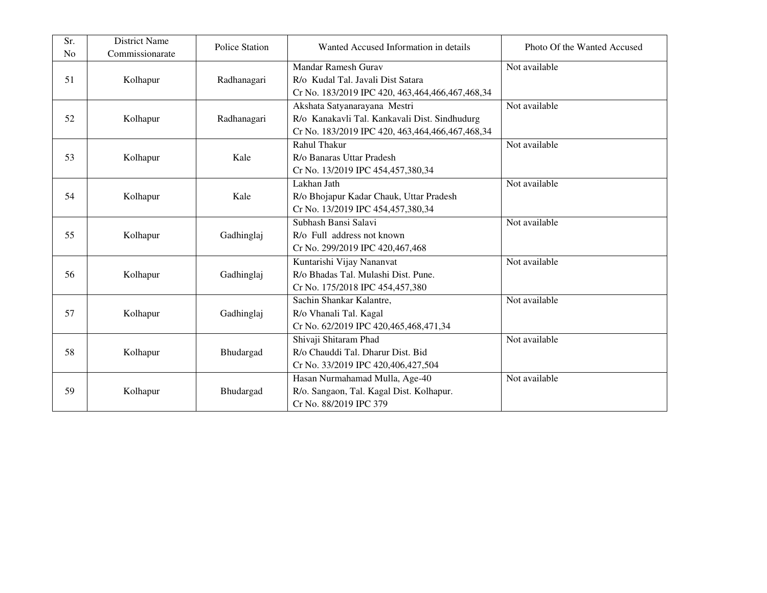| Sr. No | District Name Commissionarate | Police Station | Wanted Accused Information in details | Photo Of the Wanted Accused |
|---|---|---|---|---|
| 51 | Kolhapur | Radhanagari | Mandar Ramesh Gurav<br>R/o Kudal Tal. Javali Dist Satara<br>Cr No. 183/2019 IPC 420, 463,464,466,467,468,34 | Not available |
| 52 | Kolhapur | Radhanagari | Akshata Satyanarayana Mestri<br>R/o Kanakavli Tal. Kankavali Dist. Sindhudurg<br>Cr No. 183/2019 IPC 420, 463,464,466,467,468,34 | Not available |
| 53 | Kolhapur | Kale | Rahul Thakur<br>R/o Banaras Uttar Pradesh<br>Cr No. 13/2019 IPC 454,457,380,34 | Not available |
| 54 | Kolhapur | Kale | Lakhan Jath<br>R/o Bhojapur Kadar Chauk, Uttar Pradesh<br>Cr No. 13/2019 IPC 454,457,380,34 | Not available |
| 55 | Kolhapur | Gadhinglaj | Subhash Bansi Salavi<br>R/o Full address not known<br>Cr No. 299/2019 IPC 420,467,468 | Not available |
| 56 | Kolhapur | Gadhinglaj | Kuntarishi Vijay Nananvat<br>R/o Bhadas Tal. Mulashi Dist. Pune.<br>Cr No. 175/2018 IPC 454,457,380 | Not available |
| 57 | Kolhapur | Gadhinglaj | Sachin Shankar Kalantre,<br>R/o Vhanali Tal. Kagal<br>Cr No. 62/2019 IPC 420,465,468,471,34 | Not available |
| 58 | Kolhapur | Bhudargad | Shivaji Shitaram Phad<br>R/o Chauddi Tal. Dharur Dist. Bid<br>Cr No. 33/2019 IPC 420,406,427,504 | Not available |
| 59 | Kolhapur | Bhudargad | Hasan Nurmahamad Mulla, Age-40<br>R/o. Sangaon, Tal. Kagal Dist. Kolhapur.<br>Cr No. 88/2019 IPC 379 | Not available |